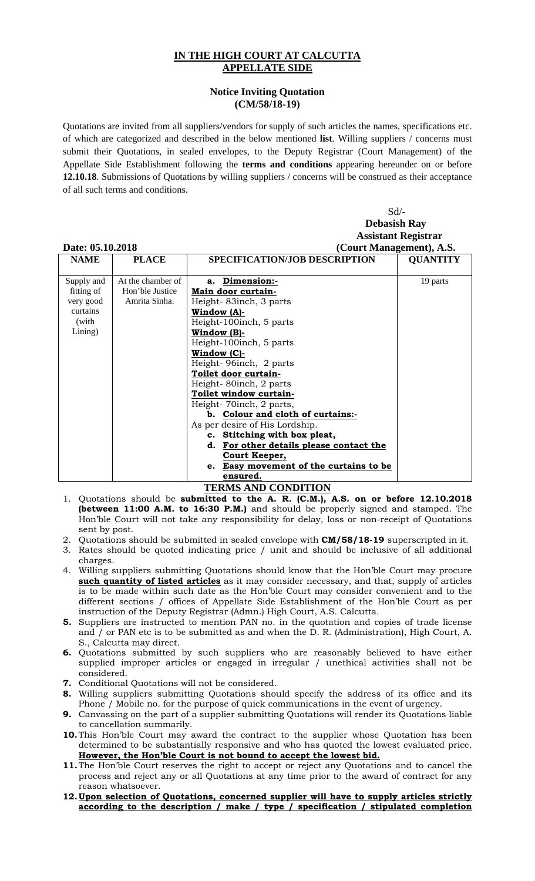# IN THE HIGH COURT AT CALCUTTA
## APPELLATE SIDE

### Notice Inviting Quotation
### (CM/58/18-19)

Quotations are invited from all suppliers/vendors for supply of such articles the names, specifications etc. of which are categorized and described in the below mentioned **list**. Willing suppliers / concerns must submit their Quotations, in sealed envelopes, to the Deputy Registrar (Court Management) of the Appellate Side Establishment following the **terms and conditions** appearing hereunder on or before **12.10.18**. Submissions of Quotations by willing suppliers / concerns will be construed as their acceptance of all such terms and conditions.

Sd/-
**Debasish Ray**
**Assistant Registrar**
**(Court Management), A.S.**

**Date: 05.10.2018**

| NAME | PLACE | SPECIFICATION/JOB DESCRIPTION | QUANTITY |
|---|---|---|---|
| Supply and fitting of very good curtains (with Lining) | At the chamber of Hon'ble Justice Amrita Sinha. | a. **Dimension:-**<br>**Main door curtain-**<br>Height- 83inch, 3 parts<br>**Window (A)-**<br>Height-100inch, 5 parts<br>**Window (B)-**<br>Height-100inch, 5 parts<br>**Window (C)-**<br>Height- 96inch, 2 parts<br>**Toilet door curtain-**<br>Height- 80inch, 2 parts<br>**Toilet window curtain-**<br>Height- 70inch, 2 parts,<br>b. **Colour and cloth of curtains:-**<br>As per desire of His Lordship.<br>c. **Stitching with box pleat,**<br>d. **For other details please contact the Court Keeper,**<br>e. **Easy movement of the curtains to be ensured.** | 19 parts |

**TERMS AND CONDITION**

1. Quotations should be **submitted to the A. R. (C.M.), A.S. on or before 12.10.2018 (between 11:00 A.M. to 16:30 P.M.)** and should be properly signed and stamped. The Hon'ble Court will not take any responsibility for delay, loss or non-receipt of Quotations sent by post.
2. Quotations should be submitted in sealed envelope with **CM/58/18-19** superscripted in it.
3. Rates should be quoted indicating price / unit and should be inclusive of all additional charges.
4. Willing suppliers submitting Quotations should know that the Hon'ble Court may procure **such quantity of listed articles** as it may consider necessary, and that, supply of articles is to be made within such date as the Hon'ble Court may consider convenient and to the different sections / offices of Appellate Side Establishment of the Hon'ble Court as per instruction of the Deputy Registrar (Admn.) High Court, A.S. Calcutta.
5. Suppliers are instructed to mention PAN no. in the quotation and copies of trade license and / or PAN etc is to be submitted as and when the D. R. (Administration), High Court, A. S., Calcutta may direct.
6. Quotations submitted by such suppliers who are reasonably believed to have either supplied improper articles or engaged in irregular / unethical activities shall not be considered.
7. Conditional Quotations will not be considered.
8. Willing suppliers submitting Quotations should specify the address of its office and its Phone / Mobile no. for the purpose of quick communications in the event of urgency.
9. Canvassing on the part of a supplier submitting Quotations will render its Quotations liable to cancellation summarily.
10. This Hon'ble Court may award the contract to the supplier whose Quotation has been determined to be substantially responsive and who has quoted the lowest evaluated price. **However, the Hon'ble Court is not bound to accept the lowest bid.**
11. The Hon'ble Court reserves the right to accept or reject any Quotations and to cancel the process and reject any or all Quotations at any time prior to the award of contract for any reason whatsoever.
12. **Upon selection of Quotations, concerned supplier will have to supply articles strictly according to the description / make / type / specification / stipulated completion**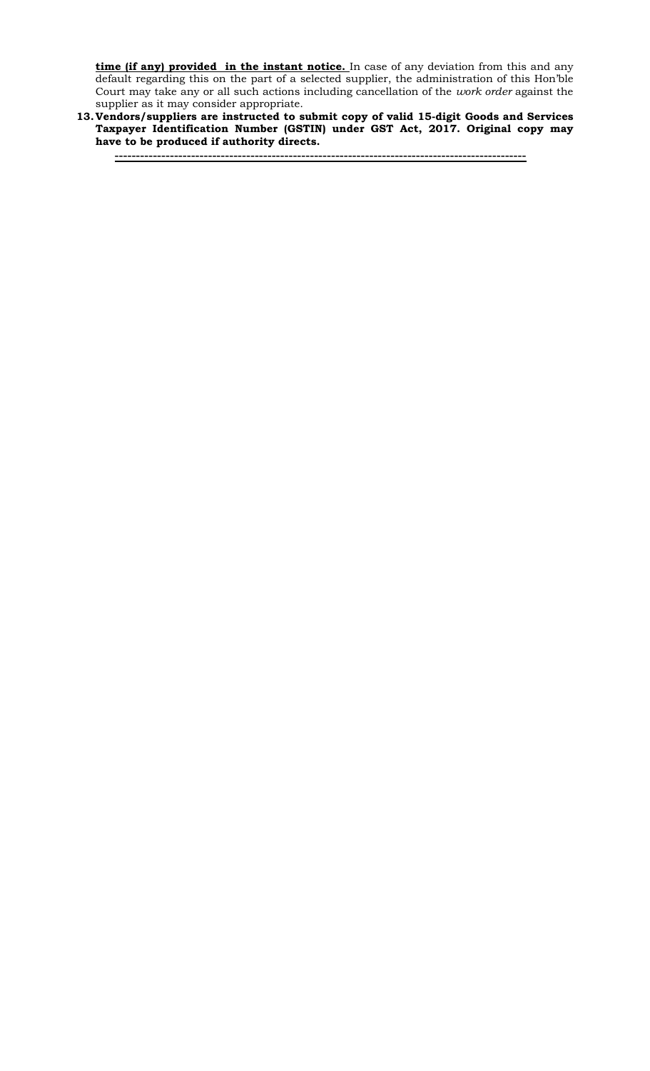**time (if any) provided in the instant notice.** In case of any deviation from this and any default regarding this on the part of a selected supplier, the administration of this Hon'ble Court may take any or all such actions including cancellation of the *work order* against the supplier as it may consider appropriate.

13. **Vendors/suppliers are instructed to submit copy of valid 15-digit Goods and Services Taxpayer Identification Number (GSTIN) under GST Act, 2017. Original copy may have to be produced if authority directs.**

---------------------------------------------------------------------------------------------------